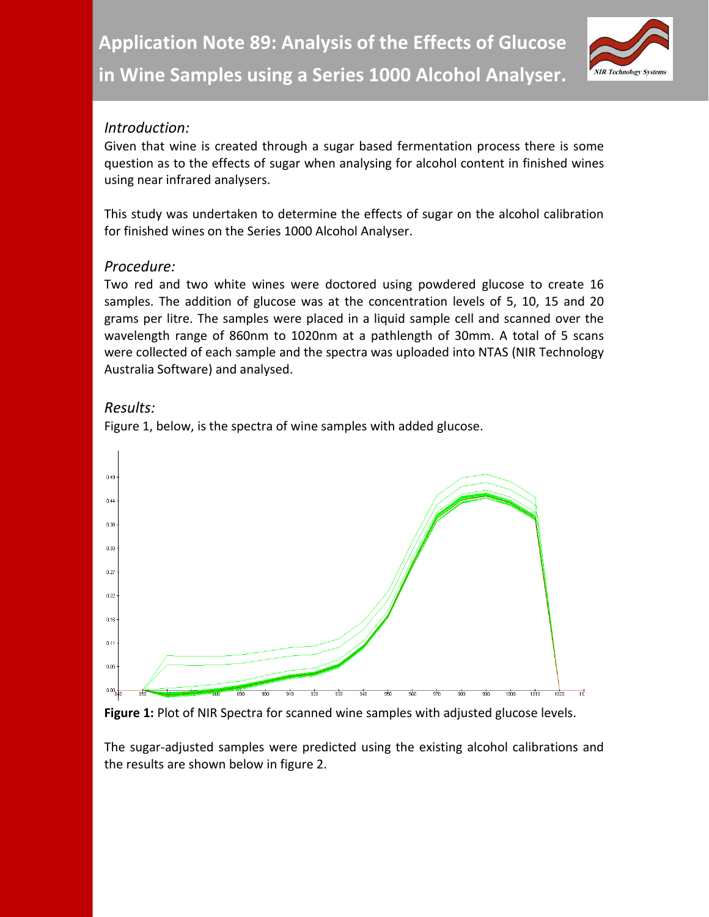# Application Note 89: Analysis of the Effects of Glucose in Wine Samples using a Series 1000 Alcohol Analyser.

## *Introduction:*

Given that wine is created through a sugar based fermentation process there is some question as to the effects of sugar when analysing for alcohol content in finished wines using near infrared analysers.

This study was undertaken to determine the effects of sugar on the alcohol calibration for finished wines on the Series 1000 Alcohol Analyser.

## *Procedure:*

Two red and two white wines were doctored using powdered glucose to create 16 samples. The addition of glucose was at the concentration levels of 5, 10, 15 and 20 grams per litre. The samples were placed in a liquid sample cell and scanned over the wavelength range of 860nm to 1020nm at a pathlength of 30mm. A total of 5 scans were collected of each sample and the spectra was uploaded into NTAS (NIR Technology Australia Software) and analysed.

## *Results:*

Figure 1, below, is the spectra of wine samples with added glucose.

**Figure 1:** Plot of NIR Spectra for scanned wine samples with adjusted glucose levels.

The sugar-adjusted samples were predicted using the existing alcohol calibrations and the results are shown below in figure 2.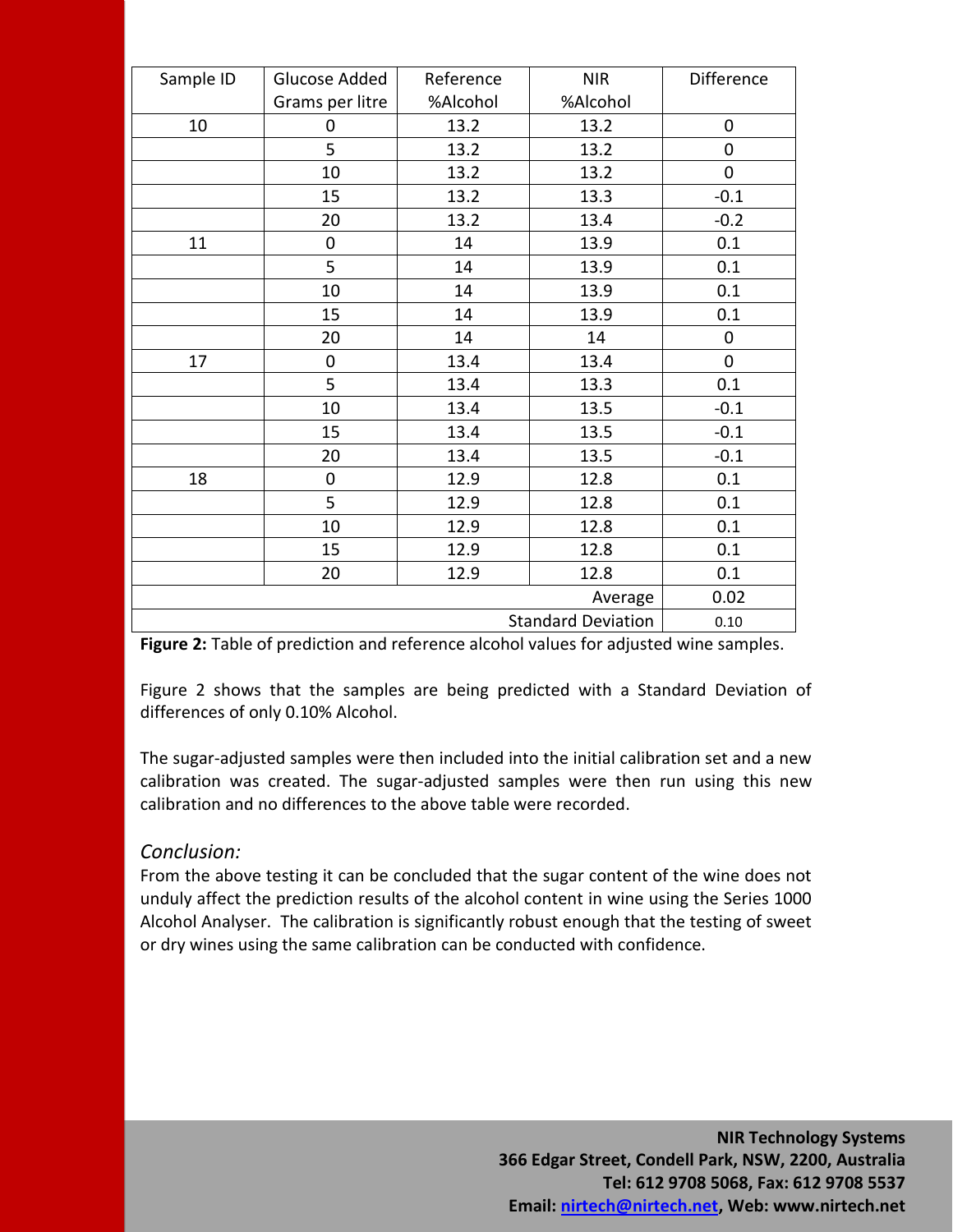| Sample ID | Glucose Added Grams per litre | Reference %Alcohol | NIR %Alcohol | Difference |
|---|---|---|---|---|
| 10 | 0 | 13.2 | 13.2 | 0 |
| | 5 | 13.2 | 13.2 | 0 |
| | 10 | 13.2 | 13.2 | 0 |
| | 15 | 13.2 | 13.3 | -0.1 |
| | 20 | 13.2 | 13.4 | -0.2 |
| 11 | 0 | 14 | 13.9 | 0.1 |
| | 5 | 14 | 13.9 | 0.1 |
| | 10 | 14 | 13.9 | 0.1 |
| | 15 | 14 | 13.9 | 0.1 |
| | 20 | 14 | 14 | 0 |
| 17 | 0 | 13.4 | 13.4 | 0 |
| | 5 | 13.4 | 13.3 | 0.1 |
| | 10 | 13.4 | 13.5 | -0.1 |
| | 15 | 13.4 | 13.5 | -0.1 |
| | 20 | 13.4 | 13.5 | -0.1 |
| 18 | 0 | 12.9 | 12.8 | 0.1 |
| | 5 | 12.9 | 12.8 | 0.1 |
| | 10 | 12.9 | 12.8 | 0.1 |
| | 15 | 12.9 | 12.8 | 0.1 |
| | 20 | 12.9 | 12.8 | 0.1 |
| | | | Average | 0.02 |
| | | | Standard Deviation | 0.10 |

**Figure 2:** Table of prediction and reference alcohol values for adjusted wine samples.

Figure 2 shows that the samples are being predicted with a Standard Deviation of differences of only 0.10% Alcohol.

The sugar-adjusted samples were then included into the initial calibration set and a new calibration was created. The sugar-adjusted samples were then run using this new calibration and no differences to the above table were recorded.

*Conclusion:*

From the above testing it can be concluded that the sugar content of the wine does not unduly affect the prediction results of the alcohol content in wine using the Series 1000 Alcohol Analyser. The calibration is significantly robust enough that the testing of sweet or dry wines using the same calibration can be conducted with confidence.

**NIR Technology Systems**
**366 Edgar Street, Condell Park, NSW, 2200, Australia**
**Tel: 612 9708 5068, Fax: 612 9708 5537**
**Email: nirtech@nirtech.net, Web: www.nirtech.net**